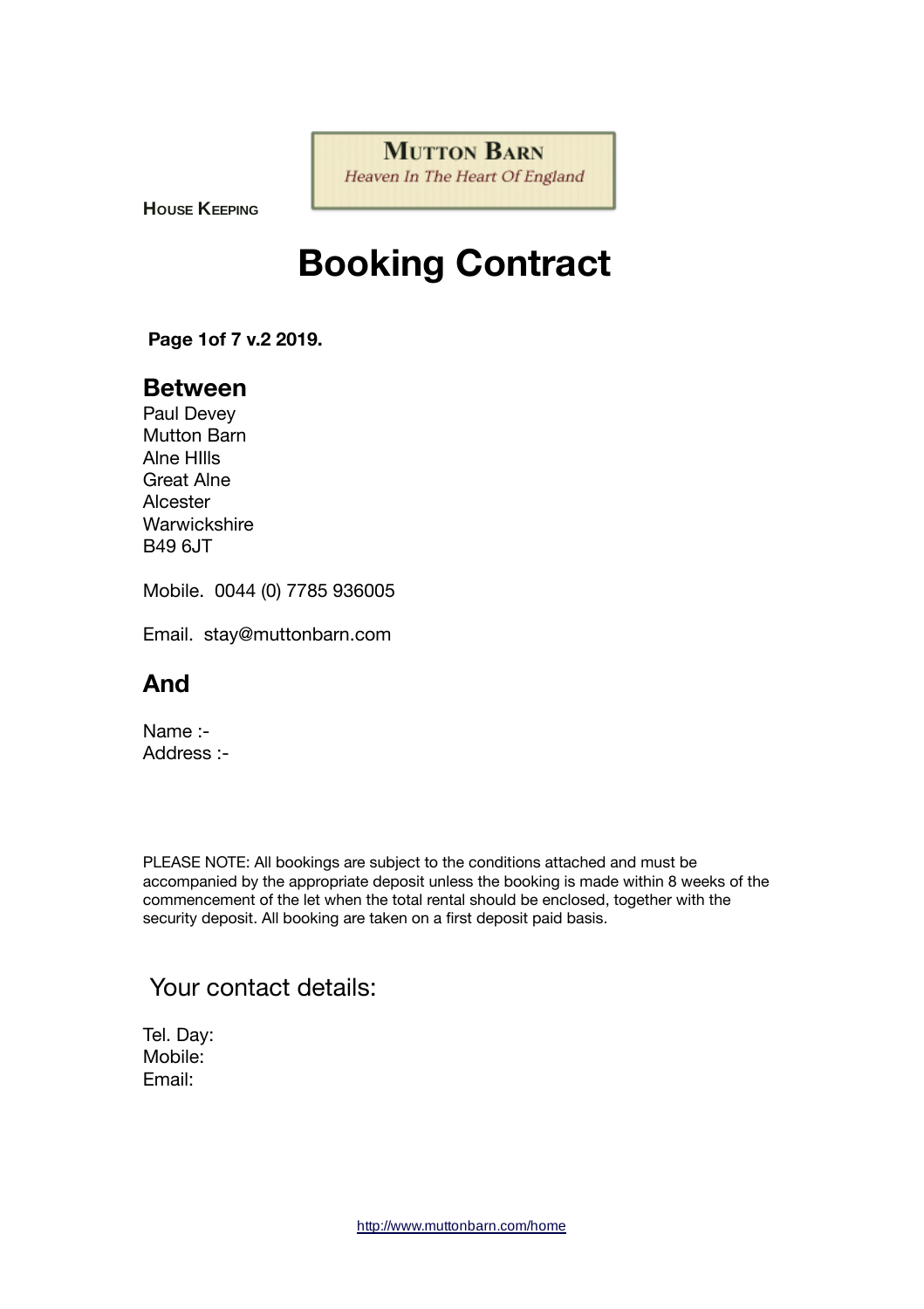**MUTTON BARN**
*Heaven In The Heart Of England*

**HOUSE KEEPING**

# Booking Contract

**Page 1of 7 v.2 2019.**

## Between

Paul Devey
Mutton Barn
Alne HIlls
Great Alne
Alcester
Warwickshire
B49 6JT

Mobile. 0044 (0) 7785 936005

Email. stay@muttonbarn.com

## And

Name :-
Address :-

PLEASE NOTE: All bookings are subject to the conditions attached and must be accompanied by the appropriate deposit unless the booking is made within 8 weeks of the commencement of the let when the total rental should be enclosed, together with the security deposit. All booking are taken on a first deposit paid basis.

## Your contact details:

Tel. Day:
Mobile:
Email:

http://www.muttonbarn.com/home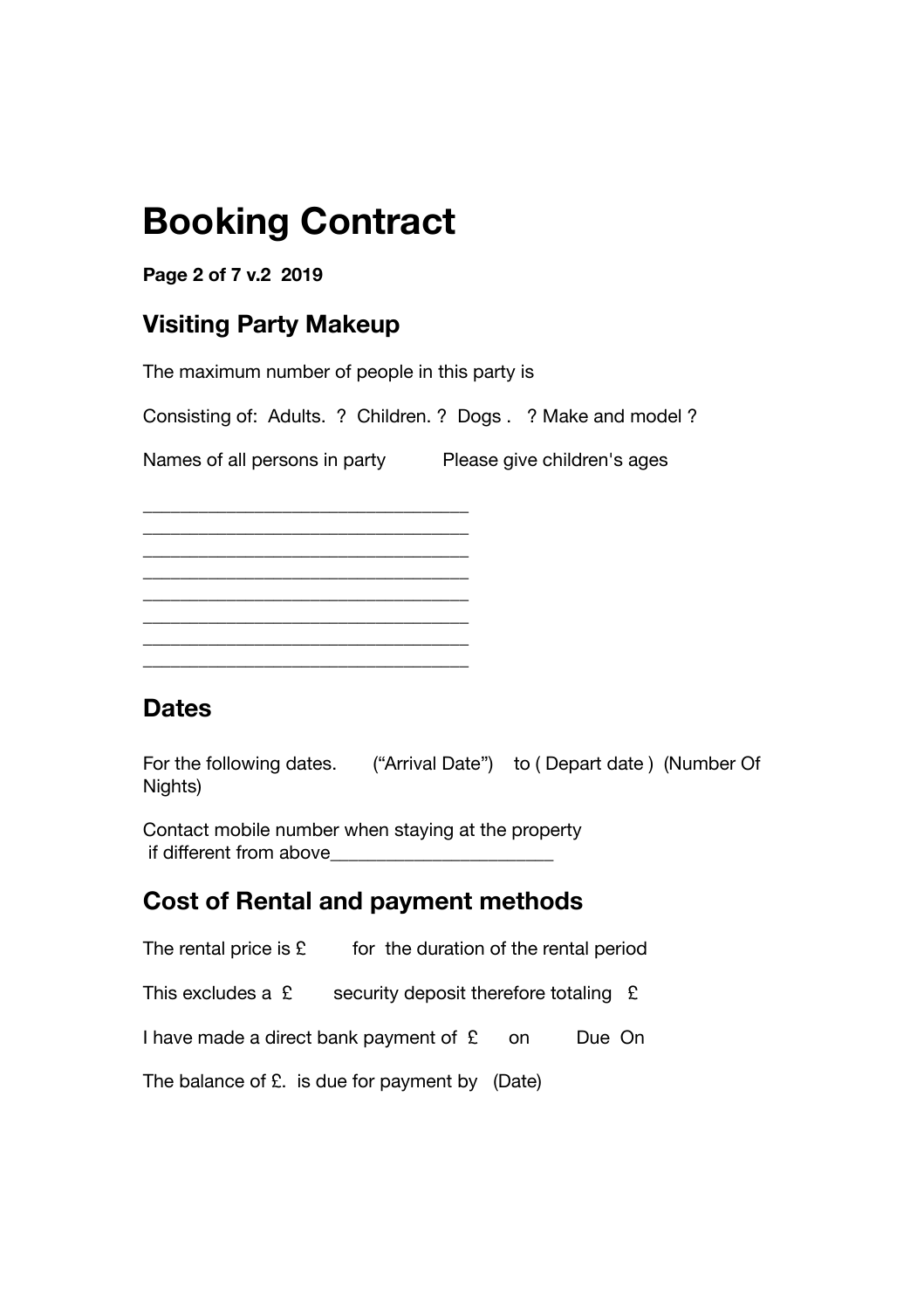# Booking Contract

**Page 2 of 7 v.2  2019**

## Visiting Party Makeup

The maximum number of people in this party is

Consisting of:  Adults.  ?  Children. ?  Dogs .   ? Make and model ?

Names of all persons in party          Please give children's ages

__________________________________
__________________________________
__________________________________
__________________________________
__________________________________
__________________________________
__________________________________
__________________________________

## Dates

For the following dates.      ("Arrival Date")    to ( Depart date )  (Number Of Nights)

Contact mobile number when staying at the property
if different from above______________________

## Cost of Rental and payment methods

The rental price is £         for  the duration of the rental period

This excludes a  £       security deposit therefore totaling   £

I have made a direct bank payment of  £      on         Due  On

The balance of £.  is due for payment by   (Date)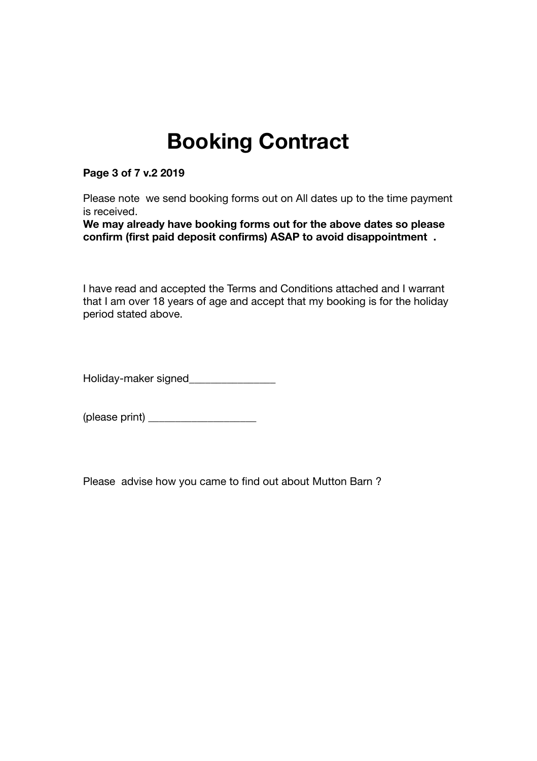# Booking Contract

**Page 3 of 7 v.2 2019**

Please note we send booking forms out on All dates up to the time payment is received.
**We may already have booking forms out for the above dates so please confirm (first paid deposit confirms) ASAP to avoid disappointment .**

I have read and accepted the Terms and Conditions attached and I warrant that I am over 18 years of age and accept that my booking is for the holiday period stated above.

Holiday-maker signed_______________

(please print) ___________________

Please advise how you came to find out about Mutton Barn ?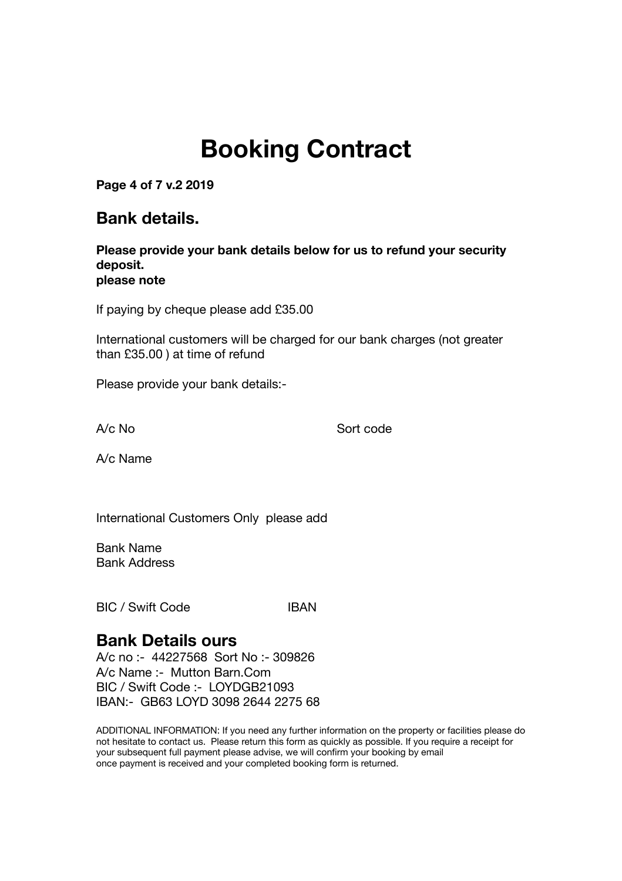# Booking Contract

**Page 4 of 7 v.2 2019**

## Bank details.

**Please provide your bank details below for us to refund your security deposit.**
**please note**

If paying by cheque please add £35.00

International customers will be charged for our bank charges (not greater than £35.00 ) at time of refund

Please provide your bank details:-

A/c No Sort code

A/c Name

International Customers Only please add

Bank Name
Bank Address

BIC / Swift Code IBAN

## Bank Details ours

A/c no :- 44227568 Sort No :- 309826
A/c Name :- Mutton Barn.Com
BIC / Swift Code :- LOYDGB21093
IBAN:- GB63 LOYD 3098 2644 2275 68

ADDITIONAL INFORMATION: If you need any further information on the property or facilities please do not hesitate to contact us. Please return this form as quickly as possible. If you require a receipt for your subsequent full payment please advise, we will confirm your booking by email once payment is received and your completed booking form is returned.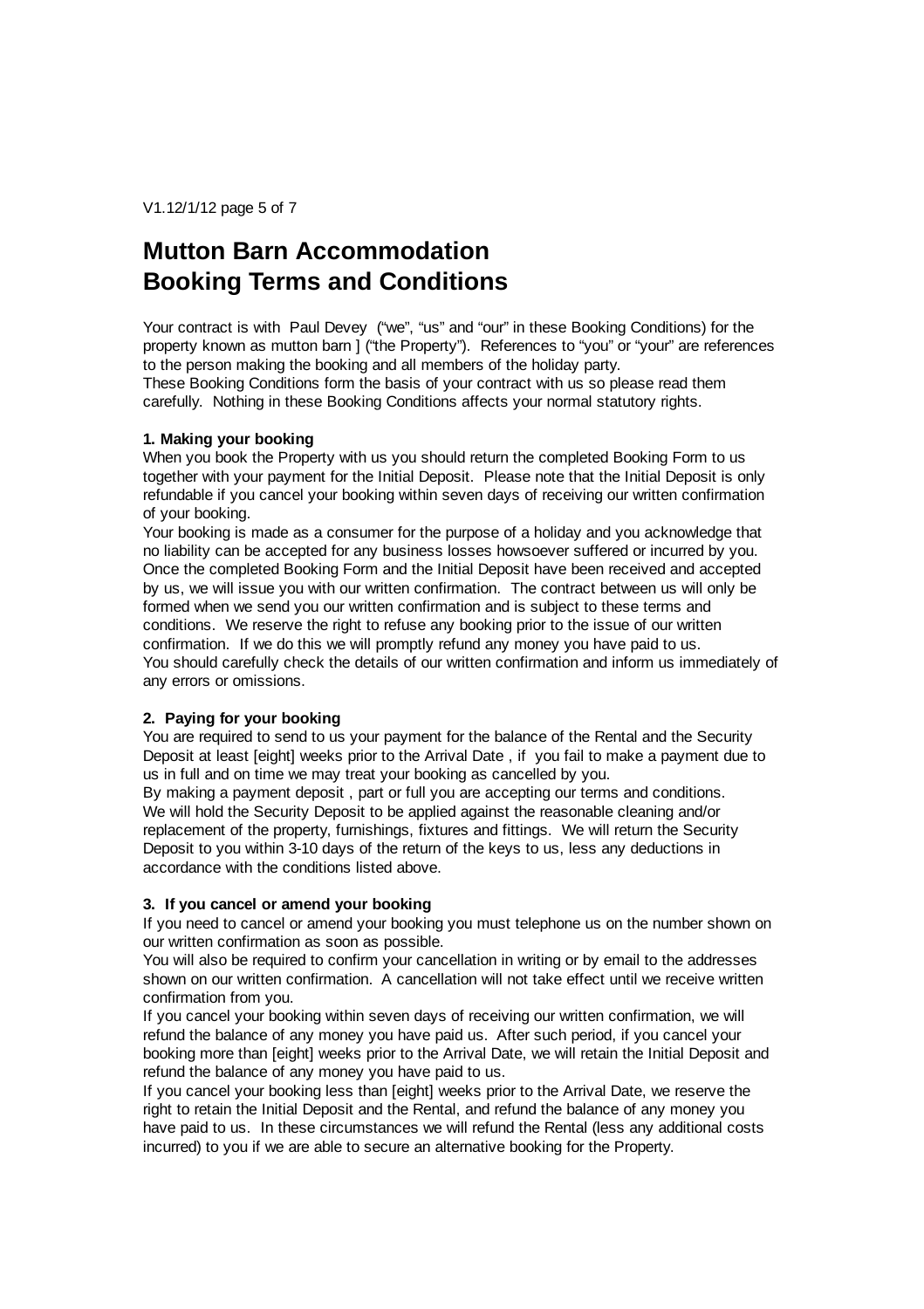# Mutton Barn Accommodation
# Booking Terms and Conditions

Your contract is with Paul Devey ("we", "us" and "our" in these Booking Conditions) for the property known as mutton barn ] ("the Property"). References to "you" or "your" are references to the person making the booking and all members of the holiday party.
These Booking Conditions form the basis of your contract with us so please read them carefully. Nothing in these Booking Conditions affects your normal statutory rights.

**1. Making your booking**

When you book the Property with us you should return the completed Booking Form to us together with your payment for the Initial Deposit. Please note that the Initial Deposit is only refundable if you cancel your booking within seven days of receiving our written confirmation of your booking.
Your booking is made as a consumer for the purpose of a holiday and you acknowledge that no liability can be accepted for any business losses howsoever suffered or incurred by you. Once the completed Booking Form and the Initial Deposit have been received and accepted by us, we will issue you with our written confirmation. The contract between us will only be formed when we send you our written confirmation and is subject to these terms and conditions. We reserve the right to refuse any booking prior to the issue of our written confirmation. If we do this we will promptly refund any money you have paid to us.
You should carefully check the details of our written confirmation and inform us immediately of any errors or omissions.

**2. Paying for your booking**

You are required to send to us your payment for the balance of the Rental and the Security Deposit at least [eight] weeks prior to the Arrival Date , if you fail to make a payment due to us in full and on time we may treat your booking as cancelled by you.
By making a payment deposit , part or full you are accepting our terms and conditions.
We will hold the Security Deposit to be applied against the reasonable cleaning and/or replacement of the property, furnishings, fixtures and fittings. We will return the Security Deposit to you within 3-10 days of the return of the keys to us, less any deductions in accordance with the conditions listed above.

**3. If you cancel or amend your booking**

If you need to cancel or amend your booking you must telephone us on the number shown on our written confirmation as soon as possible.
You will also be required to confirm your cancellation in writing or by email to the addresses shown on our written confirmation. A cancellation will not take effect until we receive written confirmation from you.
If you cancel your booking within seven days of receiving our written confirmation, we will refund the balance of any money you have paid us. After such period, if you cancel your booking more than [eight] weeks prior to the Arrival Date, we will retain the Initial Deposit and refund the balance of any money you have paid to us.
If you cancel your booking less than [eight] weeks prior to the Arrival Date, we reserve the right to retain the Initial Deposit and the Rental, and refund the balance of any money you have paid to us. In these circumstances we will refund the Rental (less any additional costs incurred) to you if we are able to secure an alternative booking for the Property.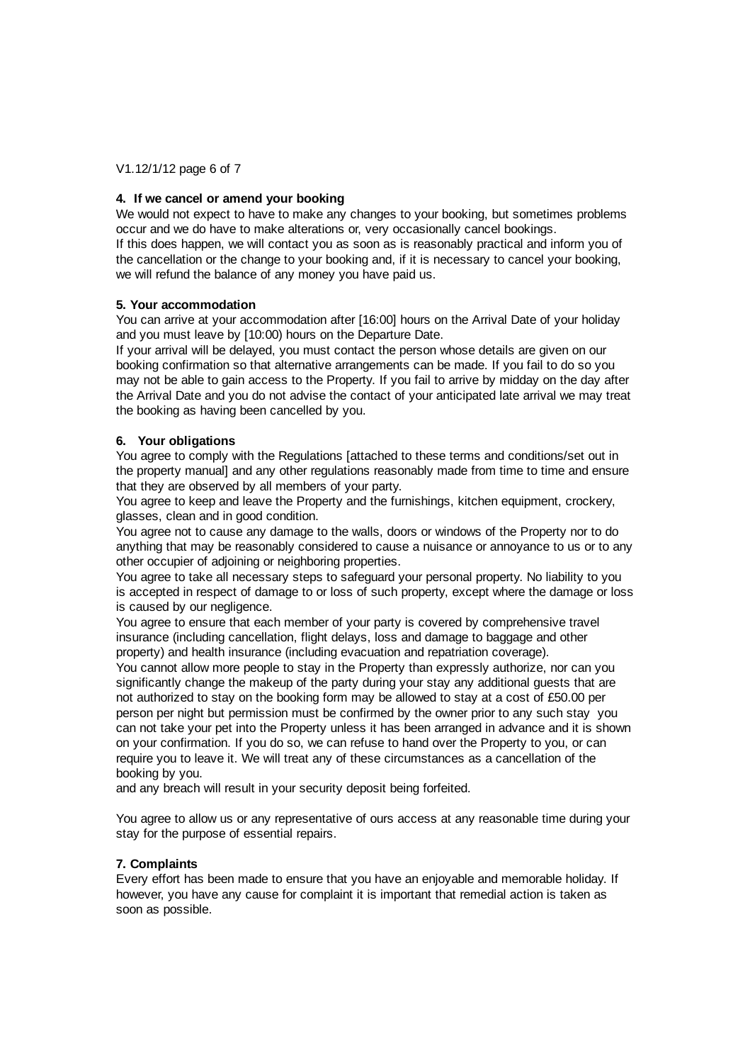V1.12/1/12 page 6 of 7

**4. If we cancel or amend your booking**

We would not expect to have to make any changes to your booking, but sometimes problems occur and we do have to make alterations or, very occasionally cancel bookings.
If this does happen, we will contact you as soon as is reasonably practical and inform you of the cancellation or the change to your booking and, if it is necessary to cancel your booking, we will refund the balance of any money you have paid us.

**5. Your accommodation**

You can arrive at your accommodation after [16:00] hours on the Arrival Date of your holiday and you must leave by [10:00) hours on the Departure Date.
If your arrival will be delayed, you must contact the person whose details are given on our booking confirmation so that alternative arrangements can be made. If you fail to do so you may not be able to gain access to the Property. If you fail to arrive by midday on the day after the Arrival Date and you do not advise the contact of your anticipated late arrival we may treat the booking as having been cancelled by you.

**6. Your obligations**

You agree to comply with the Regulations [attached to these terms and conditions/set out in the property manual] and any other regulations reasonably made from time to time and ensure that they are observed by all members of your party.
You agree to keep and leave the Property and the furnishings, kitchen equipment, crockery, glasses, clean and in good condition.
You agree not to cause any damage to the walls, doors or windows of the Property nor to do anything that may be reasonably considered to cause a nuisance or annoyance to us or to any other occupier of adjoining or neighboring properties.
You agree to take all necessary steps to safeguard your personal property. No liability to you is accepted in respect of damage to or loss of such property, except where the damage or loss is caused by our negligence.
You agree to ensure that each member of your party is covered by comprehensive travel insurance (including cancellation, flight delays, loss and damage to baggage and other property) and health insurance (including evacuation and repatriation coverage).
You cannot allow more people to stay in the Property than expressly authorize, nor can you significantly change the makeup of the party during your stay any additional guests that are not authorized to stay on the booking form may be allowed to stay at a cost of £50.00 per person per night but permission must be confirmed by the owner prior to any such stay you can not take your pet into the Property unless it has been arranged in advance and it is shown on your confirmation. If you do so, we can refuse to hand over the Property to you, or can require you to leave it. We will treat any of these circumstances as a cancellation of the booking by you.
and any breach will result in your security deposit being forfeited.

You agree to allow us or any representative of ours access at any reasonable time during your stay for the purpose of essential repairs.

**7. Complaints**

Every effort has been made to ensure that you have an enjoyable and memorable holiday. If however, you have any cause for complaint it is important that remedial action is taken as soon as possible.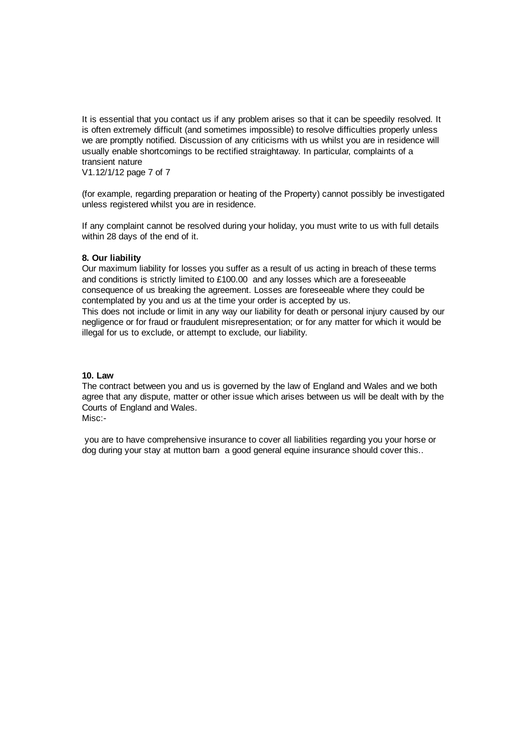It is essential that you contact us if any problem arises so that it can be speedily resolved. It is often extremely difficult (and sometimes impossible) to resolve difficulties properly unless we are promptly notified. Discussion of any criticisms with us whilst you are in residence will usually enable shortcomings to be rectified straightaway. In particular, complaints of a transient nature

(for example, regarding preparation or heating of the Property) cannot possibly be investigated unless registered whilst you are in residence.

If any complaint cannot be resolved during your holiday, you must write to us with full details within 28 days of the end of it.

**8. Our liability**

Our maximum liability for losses you suffer as a result of us acting in breach of these terms and conditions is strictly limited to £100.00 and any losses which are a foreseeable consequence of us breaking the agreement. Losses are foreseeable where they could be contemplated by you and us at the time your order is accepted by us.

This does not include or limit in any way our liability for death or personal injury caused by our negligence or for fraud or fraudulent misrepresentation; or for any matter for which it would be illegal for us to exclude, or attempt to exclude, our liability.

**10. Law**

The contract between you and us is governed by the law of England and Wales and we both agree that any dispute, matter or other issue which arises between us will be dealt with by the Courts of England and Wales.

Misc:-

you are to have comprehensive insurance to cover all liabilities regarding you your horse or dog during your stay at mutton barn a good general equine insurance should cover this..